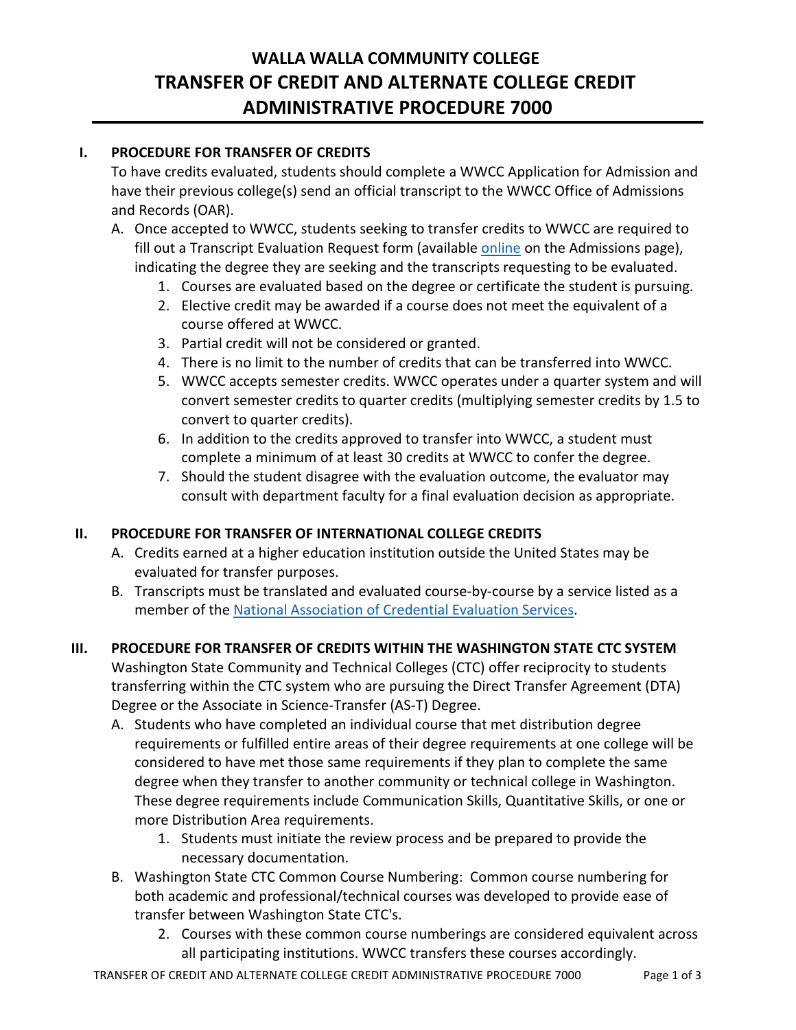# WALLA WALLA COMMUNITY COLLEGE
# TRANSFER OF CREDIT AND ALTERNATE COLLEGE CREDIT
# ADMINISTRATIVE PROCEDURE 7000

## I. PROCEDURE FOR TRANSFER OF CREDITS

To have credits evaluated, students should complete a WWCC Application for Admission and have their previous college(s) send an official transcript to the WWCC Office of Admissions and Records (OAR).

A. Once accepted to WWCC, students seeking to transfer credits to WWCC are required to fill out a Transcript Evaluation Request form (available online on the Admissions page), indicating the degree they are seeking and the transcripts requesting to be evaluated.

1. Courses are evaluated based on the degree or certificate the student is pursuing.
2. Elective credit may be awarded if a course does not meet the equivalent of a course offered at WWCC.
3. Partial credit will not be considered or granted.
4. There is no limit to the number of credits that can be transferred into WWCC.
5. WWCC accepts semester credits. WWCC operates under a quarter system and will convert semester credits to quarter credits (multiplying semester credits by 1.5 to convert to quarter credits).
6. In addition to the credits approved to transfer into WWCC, a student must complete a minimum of at least 30 credits at WWCC to confer the degree.
7. Should the student disagree with the evaluation outcome, the evaluator may consult with department faculty for a final evaluation decision as appropriate.

## II. PROCEDURE FOR TRANSFER OF INTERNATIONAL COLLEGE CREDITS

A. Credits earned at a higher education institution outside the United States may be evaluated for transfer purposes.

B. Transcripts must be translated and evaluated course-by-course by a service listed as a member of the National Association of Credential Evaluation Services.

## III. PROCEDURE FOR TRANSFER OF CREDITS WITHIN THE WASHINGTON STATE CTC SYSTEM

Washington State Community and Technical Colleges (CTC) offer reciprocity to students transferring within the CTC system who are pursuing the Direct Transfer Agreement (DTA) Degree or the Associate in Science-Transfer (AS-T) Degree.

A. Students who have completed an individual course that met distribution degree requirements or fulfilled entire areas of their degree requirements at one college will be considered to have met those same requirements if they plan to complete the same degree when they transfer to another community or technical college in Washington. These degree requirements include Communication Skills, Quantitative Skills, or one or more Distribution Area requirements.

1. Students must initiate the review process and be prepared to provide the necessary documentation.

B. Washington State CTC Common Course Numbering: Common course numbering for both academic and professional/technical courses was developed to provide ease of transfer between Washington State CTC's.

2. Courses with these common course numberings are considered equivalent across all participating institutions. WWCC transfers these courses accordingly.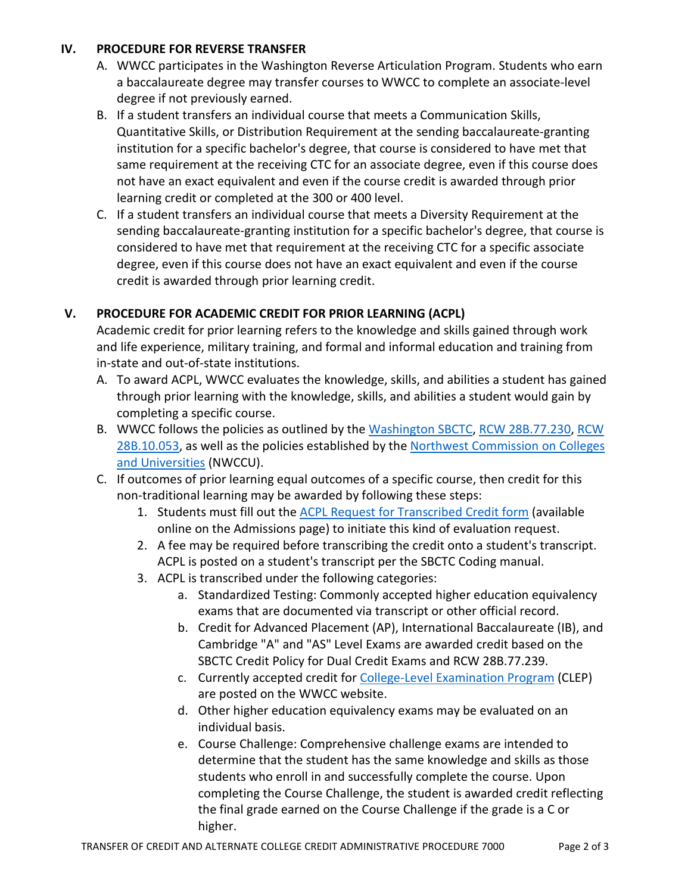## IV. PROCEDURE FOR REVERSE TRANSFER

A. WWCC participates in the Washington Reverse Articulation Program. Students who earn a baccalaureate degree may transfer courses to WWCC to complete an associate-level degree if not previously earned.

B. If a student transfers an individual course that meets a Communication Skills, Quantitative Skills, or Distribution Requirement at the sending baccalaureate-granting institution for a specific bachelor's degree, that course is considered to have met that same requirement at the receiving CTC for an associate degree, even if this course does not have an exact equivalent and even if the course credit is awarded through prior learning credit or completed at the 300 or 400 level.

C. If a student transfers an individual course that meets a Diversity Requirement at the sending baccalaureate-granting institution for a specific bachelor's degree, that course is considered to have met that requirement at the receiving CTC for a specific associate degree, even if this course does not have an exact equivalent and even if the course credit is awarded through prior learning credit.

## V. PROCEDURE FOR ACADEMIC CREDIT FOR PRIOR LEARNING (ACPL)

Academic credit for prior learning refers to the knowledge and skills gained through work and life experience, military training, and formal and informal education and training from in-state and out-of-state institutions.

A. To award ACPL, WWCC evaluates the knowledge, skills, and abilities a student has gained through prior learning with the knowledge, skills, and abilities a student would gain by completing a specific course.

B. WWCC follows the policies as outlined by the Washington SBCTC, RCW 28B.77.230, RCW 28B.10.053, as well as the policies established by the Northwest Commission on Colleges and Universities (NWCCU).

C. If outcomes of prior learning equal outcomes of a specific course, then credit for this non-traditional learning may be awarded by following these steps:

1. Students must fill out the ACPL Request for Transcribed Credit form (available online on the Admissions page) to initiate this kind of evaluation request.
2. A fee may be required before transcribing the credit onto a student's transcript. ACPL is posted on a student's transcript per the SBCTC Coding manual.
3. ACPL is transcribed under the following categories:
   a. Standardized Testing: Commonly accepted higher education equivalency exams that are documented via transcript or other official record.
   b. Credit for Advanced Placement (AP), International Baccalaureate (IB), and Cambridge "A" and "AS" Level Exams are awarded credit based on the SBCTC Credit Policy for Dual Credit Exams and RCW 28B.77.239.
   c. Currently accepted credit for College-Level Examination Program (CLEP) are posted on the WWCC website.
   d. Other higher education equivalency exams may be evaluated on an individual basis.
   e. Course Challenge: Comprehensive challenge exams are intended to determine that the student has the same knowledge and skills as those students who enroll in and successfully complete the course. Upon completing the Course Challenge, the student is awarded credit reflecting the final grade earned on the Course Challenge if the grade is a C or higher.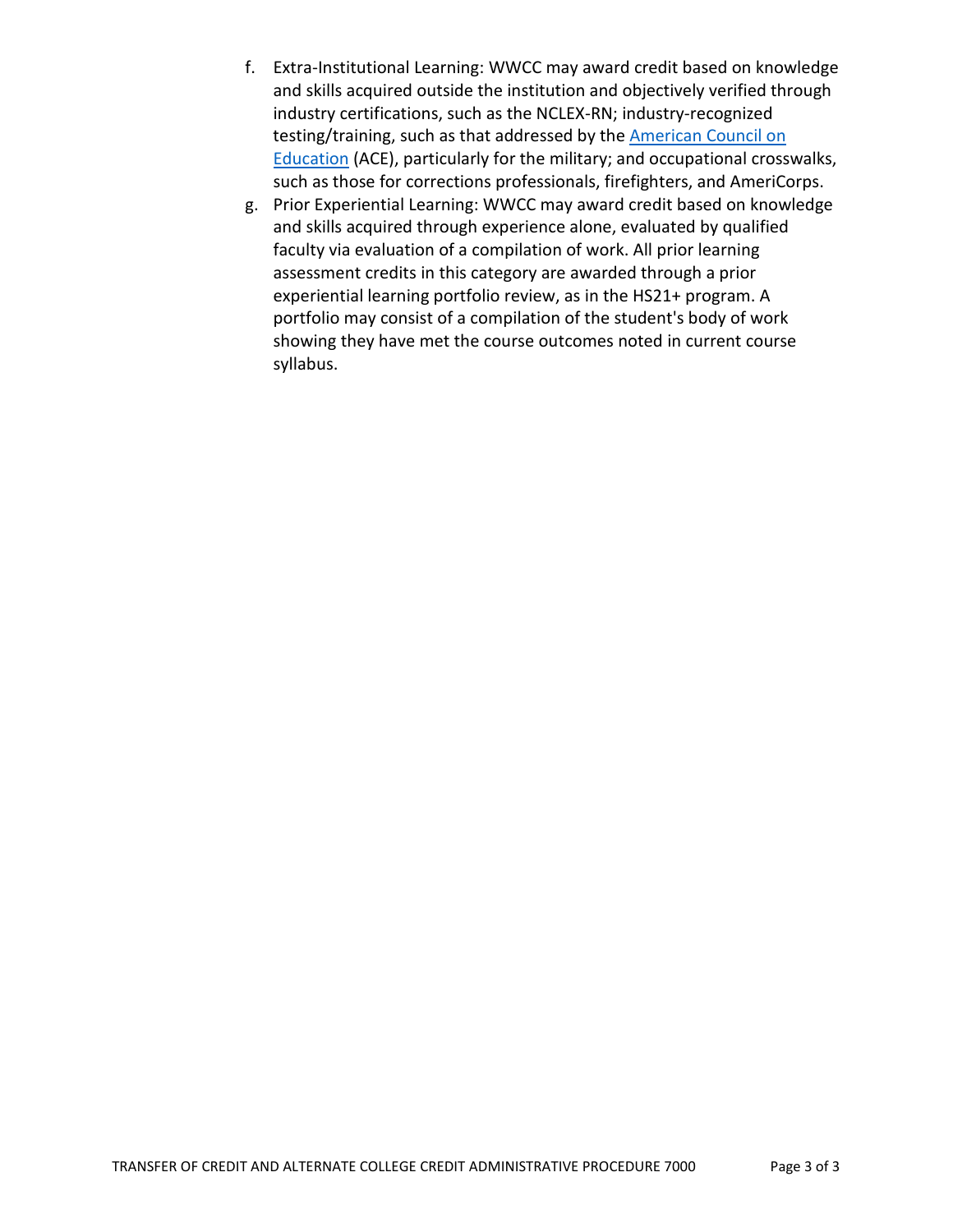f. Extra-Institutional Learning: WWCC may award credit based on knowledge and skills acquired outside the institution and objectively verified through industry certifications, such as the NCLEX-RN; industry-recognized testing/training, such as that addressed by the American Council on Education (ACE), particularly for the military; and occupational crosswalks, such as those for corrections professionals, firefighters, and AmeriCorps.
g. Prior Experiential Learning: WWCC may award credit based on knowledge and skills acquired through experience alone, evaluated by qualified faculty via evaluation of a compilation of work. All prior learning assessment credits in this category are awarded through a prior experiential learning portfolio review, as in the HS21+ program. A portfolio may consist of a compilation of the student's body of work showing they have met the course outcomes noted in current course syllabus.